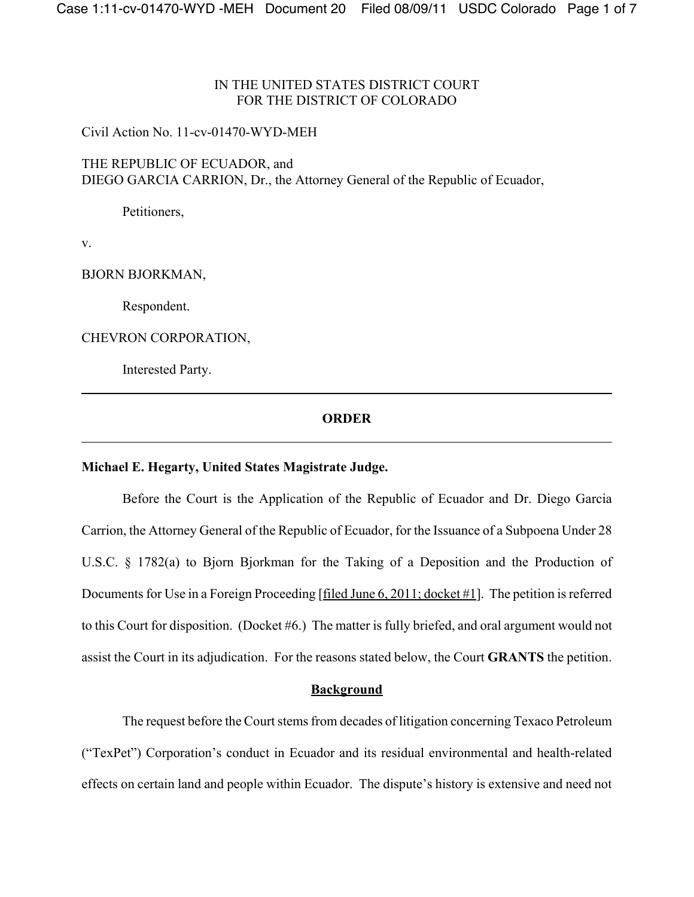IN THE UNITED STATES DISTRICT COURT
FOR THE DISTRICT OF COLORADO

Civil Action No. 11-cv-01470-WYD-MEH

THE REPUBLIC OF ECUADOR, and
DIEGO GARCIA CARRION, Dr., the Attorney General of the Republic of Ecuador,

Petitioners,

v.

BJORN BJORKMAN,

Respondent.

CHEVRON CORPORATION,

Interested Party.

---

## ORDER

---

**Michael E. Hegarty, United States Magistrate Judge.**

Before the Court is the Application of the Republic of Ecuador and Dr. Diego Garcia Carrion, the Attorney General of the Republic of Ecuador, for the Issuance of a Subpoena Under 28 U.S.C. § 1782(a) to Bjorn Bjorkman for the Taking of a Deposition and the Production of Documents for Use in a Foreign Proceeding [filed June 6, 2011; docket #1]. The petition is referred to this Court for disposition. (Docket #6.) The matter is fully briefed, and oral argument would not assist the Court in its adjudication. For the reasons stated below, the Court **GRANTS** the petition.

## Background

The request before the Court stems from decades of litigation concerning Texaco Petroleum ("TexPet") Corporation's conduct in Ecuador and its residual environmental and health-related effects on certain land and people within Ecuador. The dispute's history is extensive and need not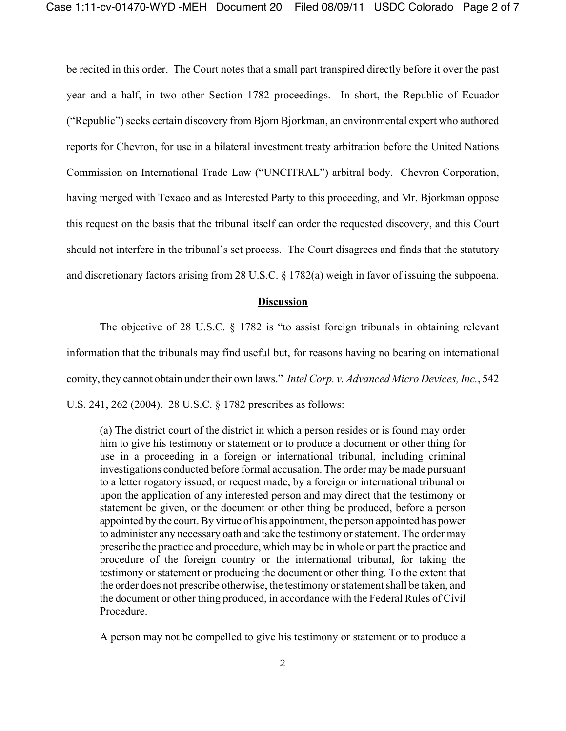be recited in this order. The Court notes that a small part transpired directly before it over the past year and a half, in two other Section 1782 proceedings. In short, the Republic of Ecuador ("Republic") seeks certain discovery from Bjorn Bjorkman, an environmental expert who authored reports for Chevron, for use in a bilateral investment treaty arbitration before the United Nations Commission on International Trade Law ("UNCITRAL") arbitral body. Chevron Corporation, having merged with Texaco and as Interested Party to this proceeding, and Mr. Bjorkman oppose this request on the basis that the tribunal itself can order the requested discovery, and this Court should not interfere in the tribunal's set process. The Court disagrees and finds that the statutory and discretionary factors arising from 28 U.S.C. § 1782(a) weigh in favor of issuing the subpoena.

## **Discussion**

The objective of 28 U.S.C. § 1782 is "to assist foreign tribunals in obtaining relevant information that the tribunals may find useful but, for reasons having no bearing on international comity, they cannot obtain under their own laws." *Intel Corp. v. Advanced Micro Devices, Inc.*, 542 U.S. 241, 262 (2004). 28 U.S.C. § 1782 prescribes as follows:

> (a) The district court of the district in which a person resides or is found may order him to give his testimony or statement or to produce a document or other thing for use in a proceeding in a foreign or international tribunal, including criminal investigations conducted before formal accusation. The order may be made pursuant to a letter rogatory issued, or request made, by a foreign or international tribunal or upon the application of any interested person and may direct that the testimony or statement be given, or the document or other thing be produced, before a person appointed by the court. By virtue of his appointment, the person appointed has power to administer any necessary oath and take the testimony or statement. The order may prescribe the practice and procedure, which may be in whole or part the practice and procedure of the foreign country or the international tribunal, for taking the testimony or statement or producing the document or other thing. To the extent that the order does not prescribe otherwise, the testimony or statement shall be taken, and the document or other thing produced, in accordance with the Federal Rules of Civil Procedure.
>
> A person may not be compelled to give his testimony or statement or to produce a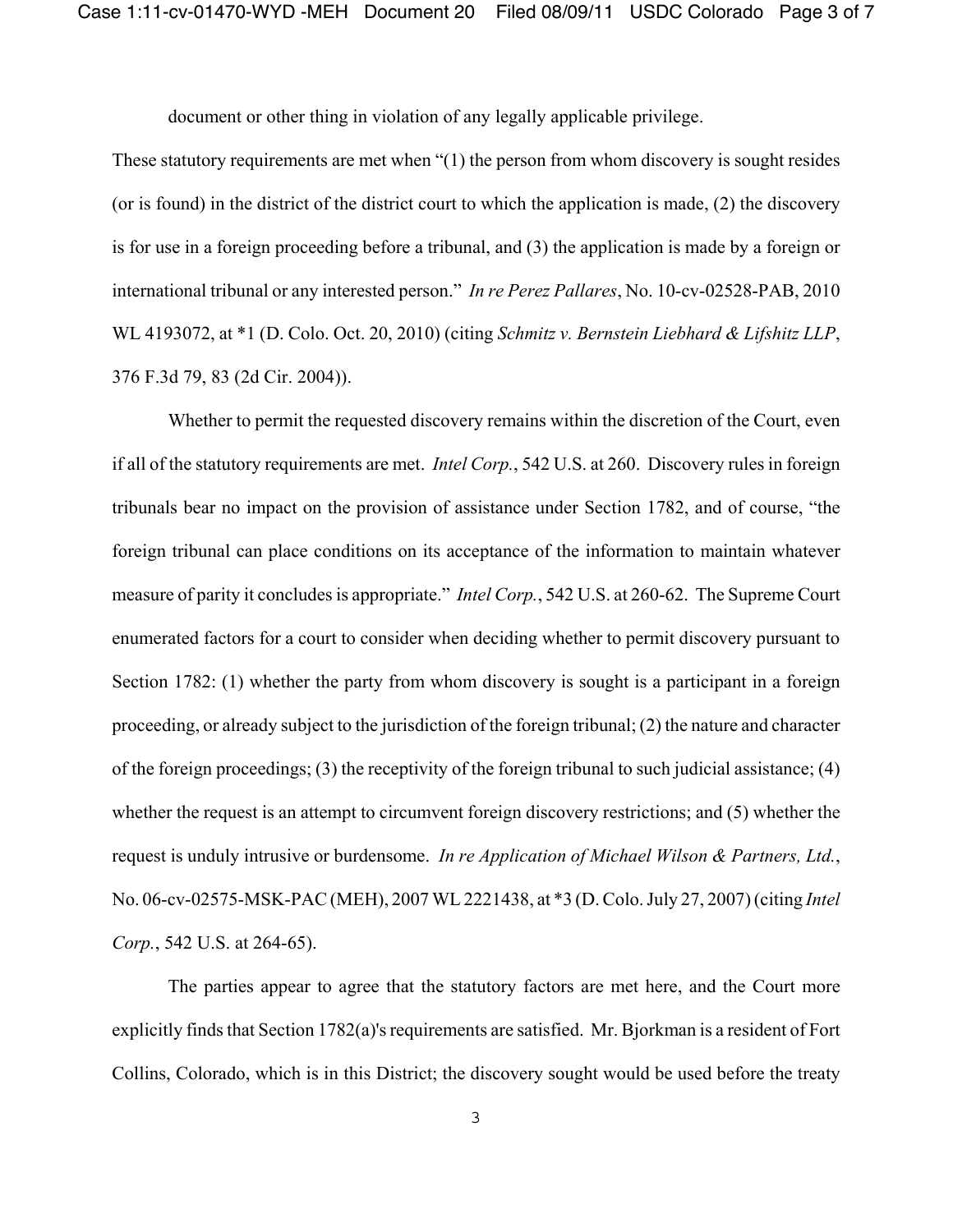document or other thing in violation of any legally applicable privilege.

These statutory requirements are met when "(1) the person from whom discovery is sought resides (or is found) in the district of the district court to which the application is made, (2) the discovery is for use in a foreign proceeding before a tribunal, and (3) the application is made by a foreign or international tribunal or any interested person." *In re Perez Pallares*, No. 10-cv-02528-PAB, 2010 WL 4193072, at *1 (D. Colo. Oct. 20, 2010) (citing *Schmitz v. Bernstein Liebhard & Lifshitz LLP*, 376 F.3d 79, 83 (2d Cir. 2004)).

Whether to permit the requested discovery remains within the discretion of the Court, even if all of the statutory requirements are met. *Intel Corp.*, 542 U.S. at 260. Discovery rules in foreign tribunals bear no impact on the provision of assistance under Section 1782, and of course, "the foreign tribunal can place conditions on its acceptance of the information to maintain whatever measure of parity it concludes is appropriate." *Intel Corp.*, 542 U.S. at 260-62. The Supreme Court enumerated factors for a court to consider when deciding whether to permit discovery pursuant to Section 1782: (1) whether the party from whom discovery is sought is a participant in a foreign proceeding, or already subject to the jurisdiction of the foreign tribunal; (2) the nature and character of the foreign proceedings; (3) the receptivity of the foreign tribunal to such judicial assistance; (4) whether the request is an attempt to circumvent foreign discovery restrictions; and (5) whether the request is unduly intrusive or burdensome. *In re Application of Michael Wilson & Partners, Ltd.*, No. 06-cv-02575-MSK-PAC (MEH), 2007 WL 2221438, at *3 (D. Colo. July 27, 2007) (citing *Intel Corp.*, 542 U.S. at 264-65).

The parties appear to agree that the statutory factors are met here, and the Court more explicitly finds that Section 1782(a)'s requirements are satisfied. Mr. Bjorkman is a resident of Fort Collins, Colorado, which is in this District; the discovery sought would be used before the treaty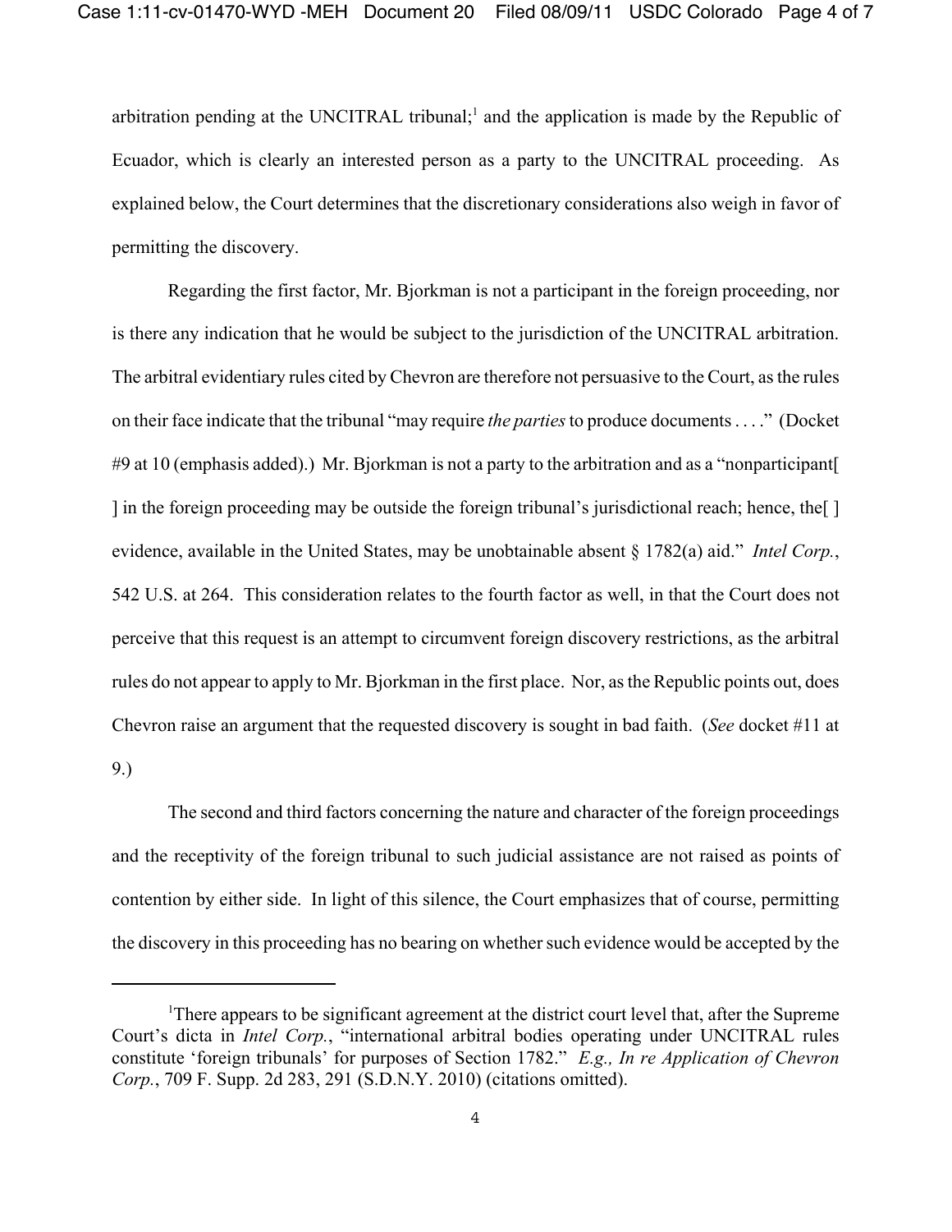arbitration pending at the UNCITRAL tribunal;[1] and the application is made by the Republic of Ecuador, which is clearly an interested person as a party to the UNCITRAL proceeding. As explained below, the Court determines that the discretionary considerations also weigh in favor of permitting the discovery.

Regarding the first factor, Mr. Bjorkman is not a participant in the foreign proceeding, nor is there any indication that he would be subject to the jurisdiction of the UNCITRAL arbitration. The arbitral evidentiary rules cited by Chevron are therefore not persuasive to the Court, as the rules on their face indicate that the tribunal "may require *the parties* to produce documents . . . ." (Docket #9 at 10 (emphasis added).) Mr. Bjorkman is not a party to the arbitration and as a "nonparticipant[ ] in the foreign proceeding may be outside the foreign tribunal's jurisdictional reach; hence, the[ ] evidence, available in the United States, may be unobtainable absent § 1782(a) aid." *Intel Corp.*, 542 U.S. at 264. This consideration relates to the fourth factor as well, in that the Court does not perceive that this request is an attempt to circumvent foreign discovery restrictions, as the arbitral rules do not appear to apply to Mr. Bjorkman in the first place. Nor, as the Republic points out, does Chevron raise an argument that the requested discovery is sought in bad faith. (*See* docket #11 at 9.)

The second and third factors concerning the nature and character of the foreign proceedings and the receptivity of the foreign tribunal to such judicial assistance are not raised as points of contention by either side. In light of this silence, the Court emphasizes that of course, permitting the discovery in this proceeding has no bearing on whether such evidence would be accepted by the

---

[1]There appears to be significant agreement at the district court level that, after the Supreme Court's dicta in *Intel Corp.*, "international arbitral bodies operating under UNCITRAL rules constitute 'foreign tribunals' for purposes of Section 1782." *E.g., In re Application of Chevron Corp.*, 709 F. Supp. 2d 283, 291 (S.D.N.Y. 2010) (citations omitted).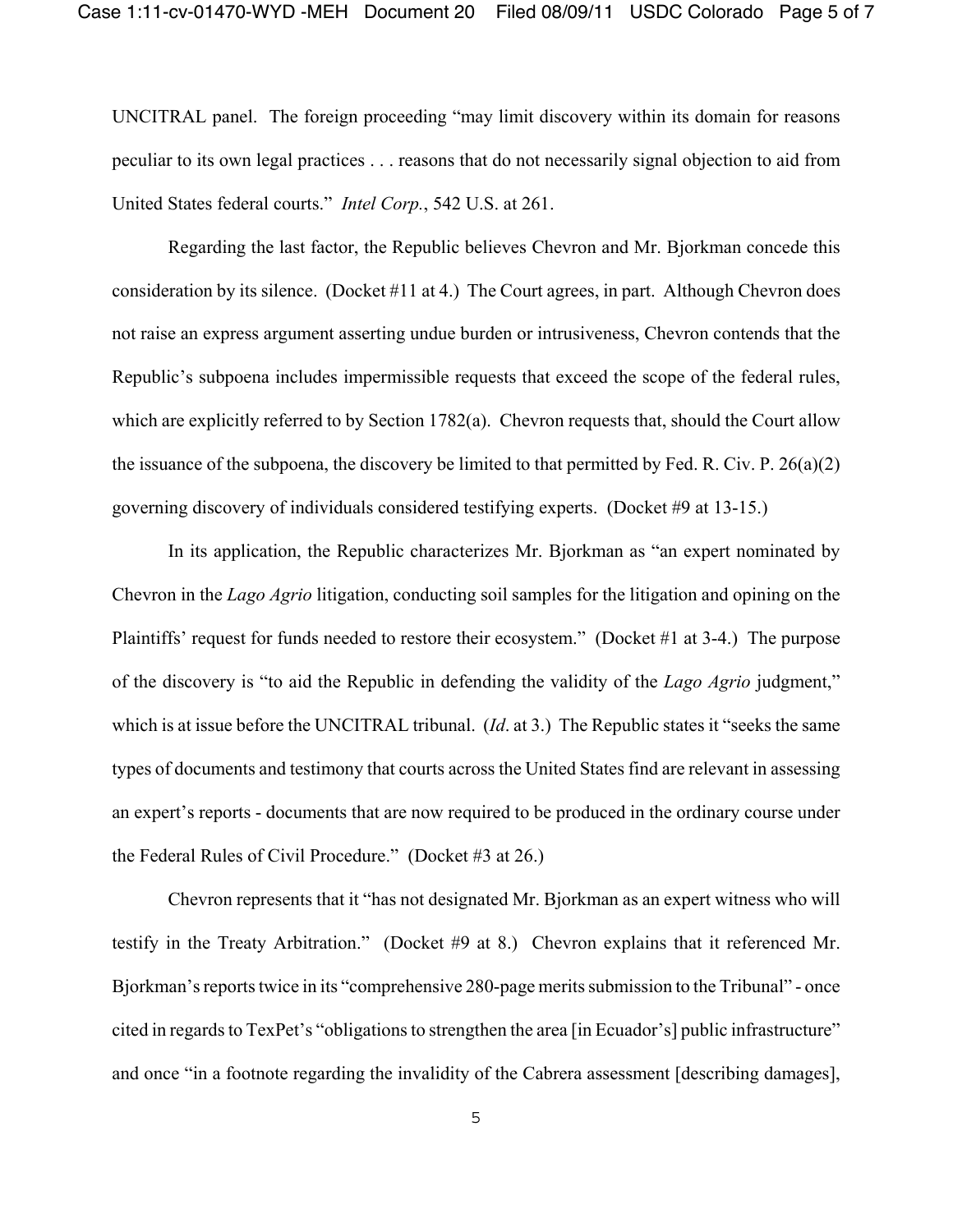UNCITRAL panel. The foreign proceeding "may limit discovery within its domain for reasons peculiar to its own legal practices . . . reasons that do not necessarily signal objection to aid from United States federal courts." *Intel Corp.*, 542 U.S. at 261.

Regarding the last factor, the Republic believes Chevron and Mr. Bjorkman concede this consideration by its silence. (Docket #11 at 4.) The Court agrees, in part. Although Chevron does not raise an express argument asserting undue burden or intrusiveness, Chevron contends that the Republic's subpoena includes impermissible requests that exceed the scope of the federal rules, which are explicitly referred to by Section 1782(a). Chevron requests that, should the Court allow the issuance of the subpoena, the discovery be limited to that permitted by Fed. R. Civ. P. 26(a)(2) governing discovery of individuals considered testifying experts. (Docket #9 at 13-15.)

In its application, the Republic characterizes Mr. Bjorkman as "an expert nominated by Chevron in the *Lago Agrio* litigation, conducting soil samples for the litigation and opining on the Plaintiffs' request for funds needed to restore their ecosystem." (Docket #1 at 3-4.) The purpose of the discovery is "to aid the Republic in defending the validity of the *Lago Agrio* judgment," which is at issue before the UNCITRAL tribunal. (*Id*. at 3.) The Republic states it "seeks the same types of documents and testimony that courts across the United States find are relevant in assessing an expert's reports - documents that are now required to be produced in the ordinary course under the Federal Rules of Civil Procedure." (Docket #3 at 26.)

Chevron represents that it "has not designated Mr. Bjorkman as an expert witness who will testify in the Treaty Arbitration." (Docket #9 at 8.) Chevron explains that it referenced Mr. Bjorkman's reports twice in its "comprehensive 280-page merits submission to the Tribunal" - once cited in regards to TexPet's "obligations to strengthen the area [in Ecuador's] public infrastructure" and once "in a footnote regarding the invalidity of the Cabrera assessment [describing damages],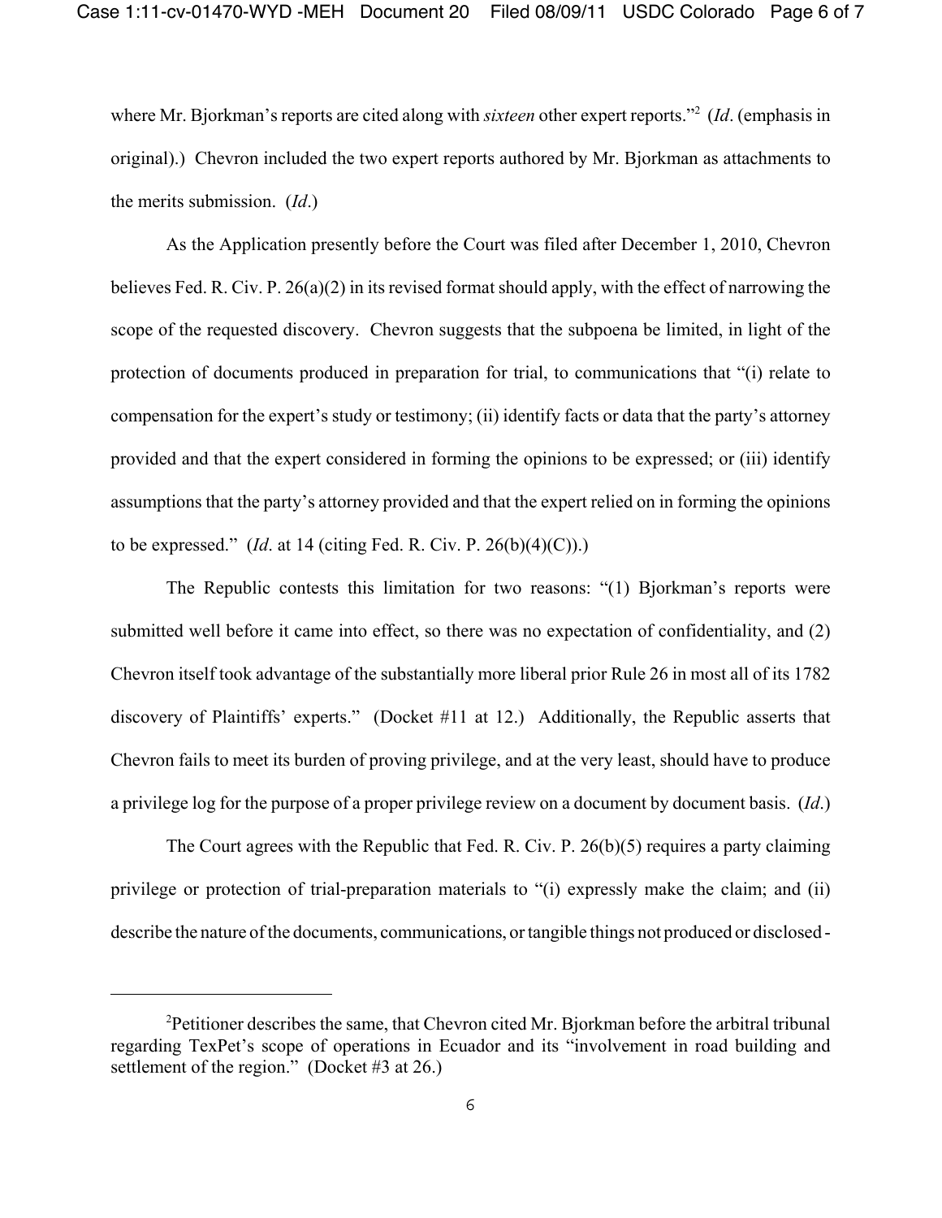where Mr. Bjorkman's reports are cited along with *sixteen* other expert reports."[2] (*Id*. (emphasis in original).) Chevron included the two expert reports authored by Mr. Bjorkman as attachments to the merits submission. (*Id*.)

As the Application presently before the Court was filed after December 1, 2010, Chevron believes Fed. R. Civ. P. 26(a)(2) in its revised format should apply, with the effect of narrowing the scope of the requested discovery. Chevron suggests that the subpoena be limited, in light of the protection of documents produced in preparation for trial, to communications that "(i) relate to compensation for the expert's study or testimony; (ii) identify facts or data that the party's attorney provided and that the expert considered in forming the opinions to be expressed; or (iii) identify assumptions that the party's attorney provided and that the expert relied on in forming the opinions to be expressed." (*Id*. at 14 (citing Fed. R. Civ. P. 26(b)(4)(C)).)

The Republic contests this limitation for two reasons: "(1) Bjorkman's reports were submitted well before it came into effect, so there was no expectation of confidentiality, and (2) Chevron itself took advantage of the substantially more liberal prior Rule 26 in most all of its 1782 discovery of Plaintiffs' experts." (Docket #11 at 12.) Additionally, the Republic asserts that Chevron fails to meet its burden of proving privilege, and at the very least, should have to produce a privilege log for the purpose of a proper privilege review on a document by document basis. (*Id*.)

The Court agrees with the Republic that Fed. R. Civ. P. 26(b)(5) requires a party claiming privilege or protection of trial-preparation materials to "(i) expressly make the claim; and (ii) describe the nature of the documents, communications, or tangible things not produced or disclosed -

---

[2]Petitioner describes the same, that Chevron cited Mr. Bjorkman before the arbitral tribunal regarding TexPet's scope of operations in Ecuador and its "involvement in road building and settlement of the region." (Docket #3 at 26.)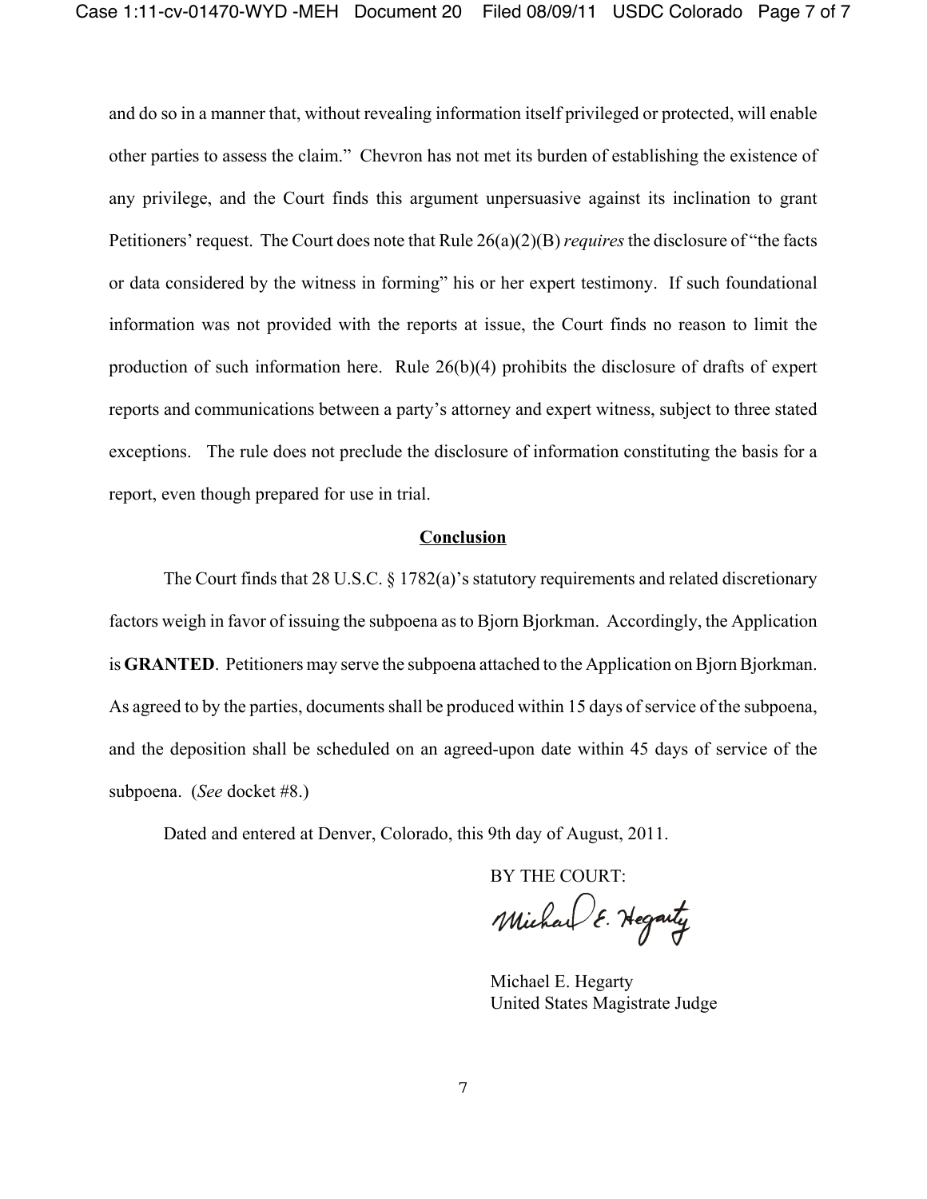and do so in a manner that, without revealing information itself privileged or protected, will enable other parties to assess the claim." Chevron has not met its burden of establishing the existence of any privilege, and the Court finds this argument unpersuasive against its inclination to grant Petitioners' request. The Court does note that Rule 26(a)(2)(B) *requires* the disclosure of "the facts or data considered by the witness in forming" his or her expert testimony. If such foundational information was not provided with the reports at issue, the Court finds no reason to limit the production of such information here. Rule 26(b)(4) prohibits the disclosure of drafts of expert reports and communications between a party's attorney and expert witness, subject to three stated exceptions. The rule does not preclude the disclosure of information constituting the basis for a report, even though prepared for use in trial.

## Conclusion

The Court finds that 28 U.S.C. § 1782(a)'s statutory requirements and related discretionary factors weigh in favor of issuing the subpoena as to Bjorn Bjorkman. Accordingly, the Application is **GRANTED**. Petitioners may serve the subpoena attached to the Application on Bjorn Bjorkman. As agreed to by the parties, documents shall be produced within 15 days of service of the subpoena, and the deposition shall be scheduled on an agreed-upon date within 45 days of service of the subpoena. (*See* docket #8.)

Dated and entered at Denver, Colorado, this 9th day of August, 2011.

BY THE COURT:

Michael E. Hegarty

Michael E. Hegarty
United States Magistrate Judge